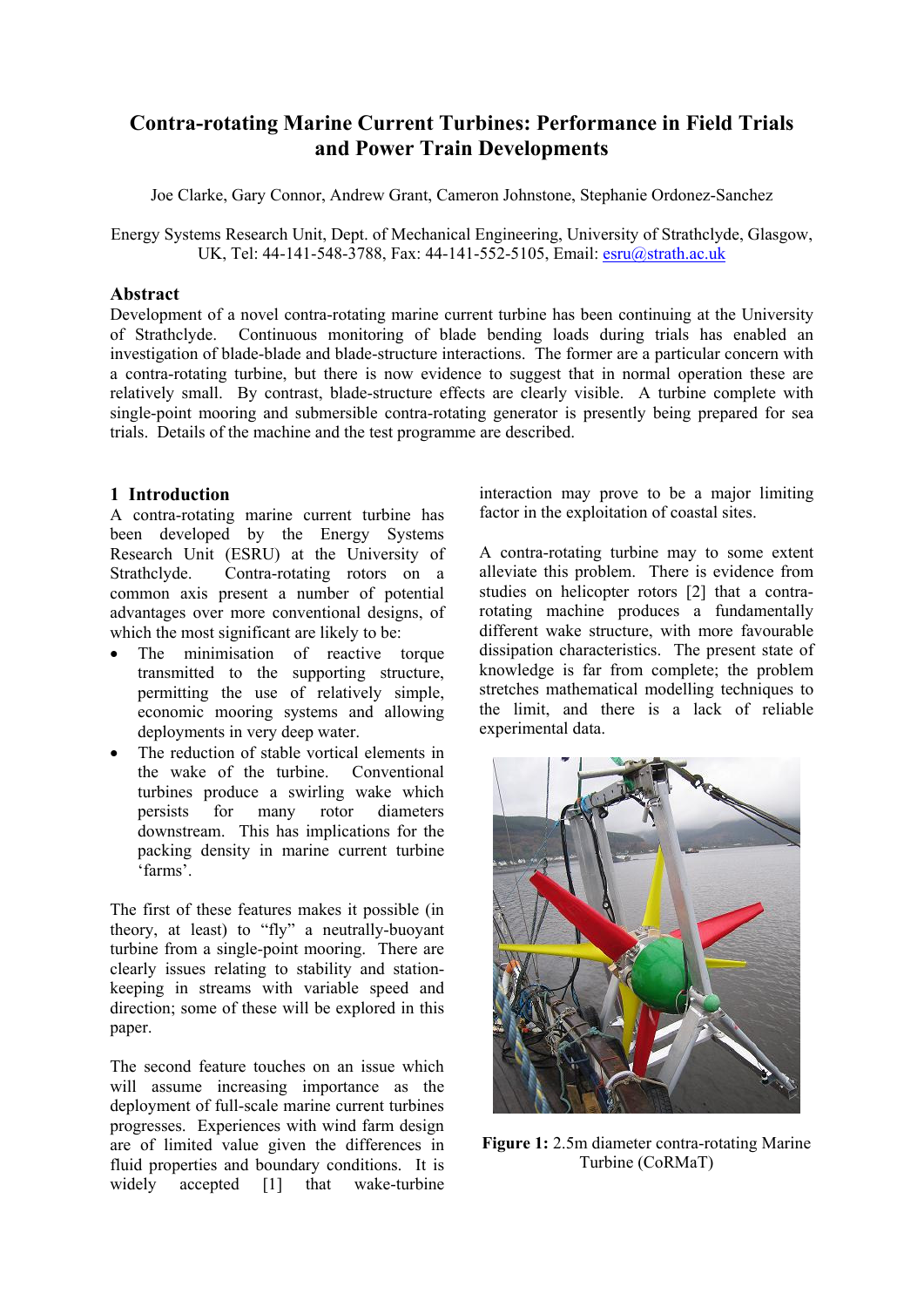# Contra-rotating Marine Current Turbines: Performance in Field Trials and Power Train Developments

Joe Clarke, Gary Connor, Andrew Grant, Cameron Johnstone, Stephanie Ordonez-Sanchez

Energy Systems Research Unit, Dept. of Mechanical Engineering, University of Strathclyde, Glasgow, UK, Tel: 44-141-548-3788, Fax: 44-141-552-5105, Email: esru@strath.ac.uk

## Abstract

Development of a novel contra-rotating marine current turbine has been continuing at the University of Strathclyde. Continuous monitoring of blade bending loads during trials has enabled an investigation of blade-blade and blade-structure interactions. The former are a particular concern with a contra-rotating turbine, but there is now evidence to suggest that in normal operation these are relatively small. By contrast, blade-structure effects are clearly visible. A turbine complete with single-point mooring and submersible contra-rotating generator is presently being prepared for sea trials. Details of the machine and the test programme are described.

## 1 Introduction

A contra-rotating marine current turbine has been developed by the Energy Systems Research Unit (ESRU) at the University of Strathclyde. Contra-rotating rotors on a common axis present a number of potential advantages over more conventional designs, of which the most significant are likely to be:

- The minimisation of reactive torque transmitted to the supporting structure, permitting the use of relatively simple, economic mooring systems and allowing deployments in very deep water.
- The reduction of stable vortical elements in the wake of the turbine. Conventional turbines produce a swirling wake which persists for many rotor diameters downstream. This has implications for the packing density in marine current turbine 'farms'.

The first of these features makes it possible (in theory, at least) to "fly" a neutrally-buoyant turbine from a single-point mooring. There are clearly issues relating to stability and station-keeping in streams with variable speed and direction; some of these will be explored in this paper.

The second feature touches on an issue which will assume increasing importance as the deployment of full-scale marine current turbines progresses. Experiences with wind farm design are of limited value given the differences in fluid properties and boundary conditions. It is widely accepted [1] that wake-turbine interaction may prove to be a major limiting factor in the exploitation of coastal sites.

A contra-rotating turbine may to some extent alleviate this problem. There is evidence from studies on helicopter rotors [2] that a contra-rotating machine produces a fundamentally different wake structure, with more favourable dissipation characteristics. The present state of knowledge is far from complete; the problem stretches mathematical modelling techniques to the limit, and there is a lack of reliable experimental data.

**Figure 1:** 2.5m diameter contra-rotating Marine Turbine (CoRMaT)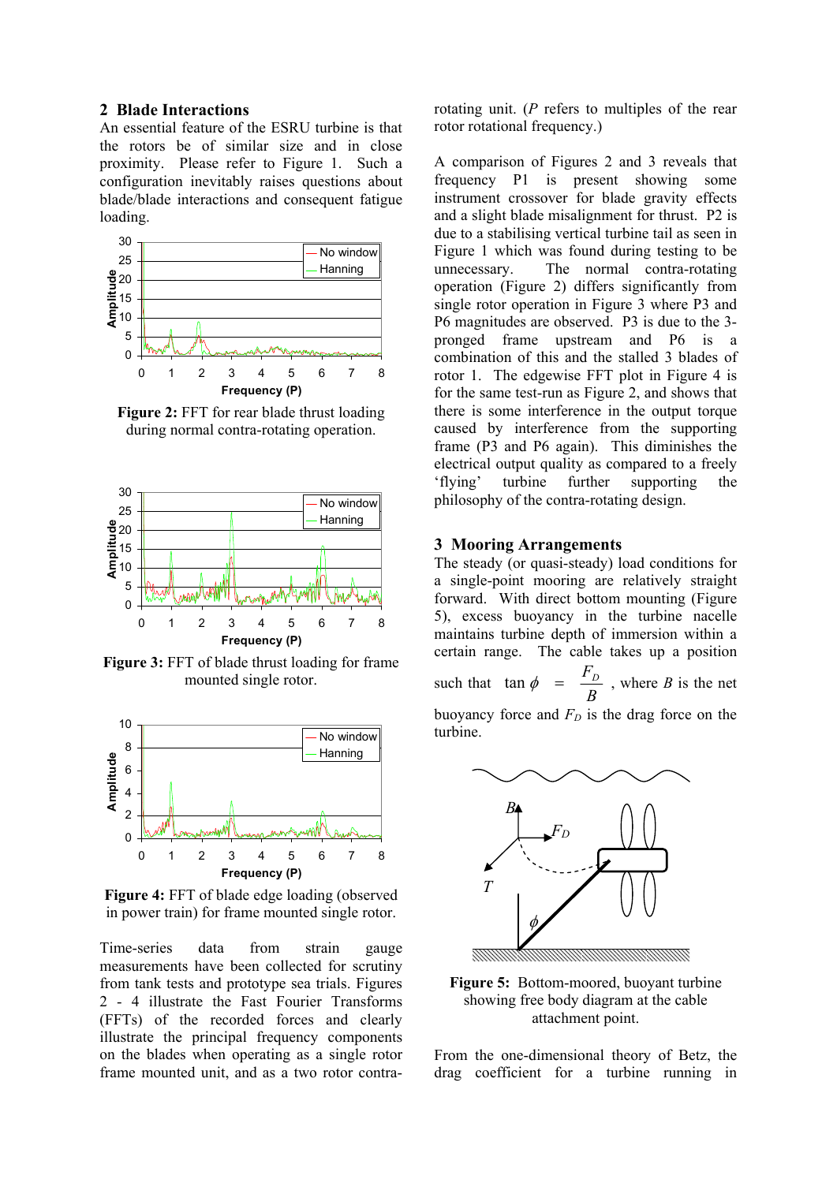## 2 Blade Interactions

An essential feature of the ESRU turbine is that the rotors be of similar size and in close proximity. Please refer to Figure 1. Such a configuration inevitably raises questions about blade/blade interactions and consequent fatigue loading.

**Figure 2:** FFT for rear blade thrust loading during normal contra-rotating operation.

**Figure 3:** FFT of blade thrust loading for frame mounted single rotor.

**Figure 4:** FFT of blade edge loading (observed in power train) for frame mounted single rotor.

Time-series data from strain gauge measurements have been collected for scrutiny from tank tests and prototype sea trials. Figures 2 - 4 illustrate the Fast Fourier Transforms (FFTs) of the recorded forces and clearly illustrate the principal frequency components on the blades when operating as a single rotor frame mounted unit, and as a two rotor contra-rotating unit. (*P* refers to multiples of the rear rotor rotational frequency.)

A comparison of Figures 2 and 3 reveals that frequency P1 is present showing some instrument crossover for blade gravity effects and a slight blade misalignment for thrust. P2 is due to a stabilising vertical turbine tail as seen in Figure 1 which was found during testing to be unnecessary. The normal contra-rotating operation (Figure 2) differs significantly from single rotor operation in Figure 3 where P3 and P6 magnitudes are observed. P3 is due to the 3-pronged frame upstream and P6 is a combination of this and the stalled 3 blades of rotor 1. The edgewise FFT plot in Figure 4 is for the same test-run as Figure 2, and shows that there is some interference in the output torque caused by interference from the supporting frame (P3 and P6 again). This diminishes the electrical output quality as compared to a freely 'flying' turbine further supporting the philosophy of the contra-rotating design.

## 3 Mooring Arrangements

The steady (or quasi-steady) load conditions for a single-point mooring are relatively straight forward. With direct bottom mounting (Figure 5), excess buoyancy in the turbine nacelle maintains turbine depth of immersion within a certain range. The cable takes up a position such that $\tan\phi = \dfrac{F_D}{B}$, where $B$ is the net buoyancy force and $F_D$ is the drag force on the turbine.

**Figure 5:** Bottom-moored, buoyant turbine showing free body diagram at the cable attachment point.

From the one-dimensional theory of Betz, the drag coefficient for a turbine running in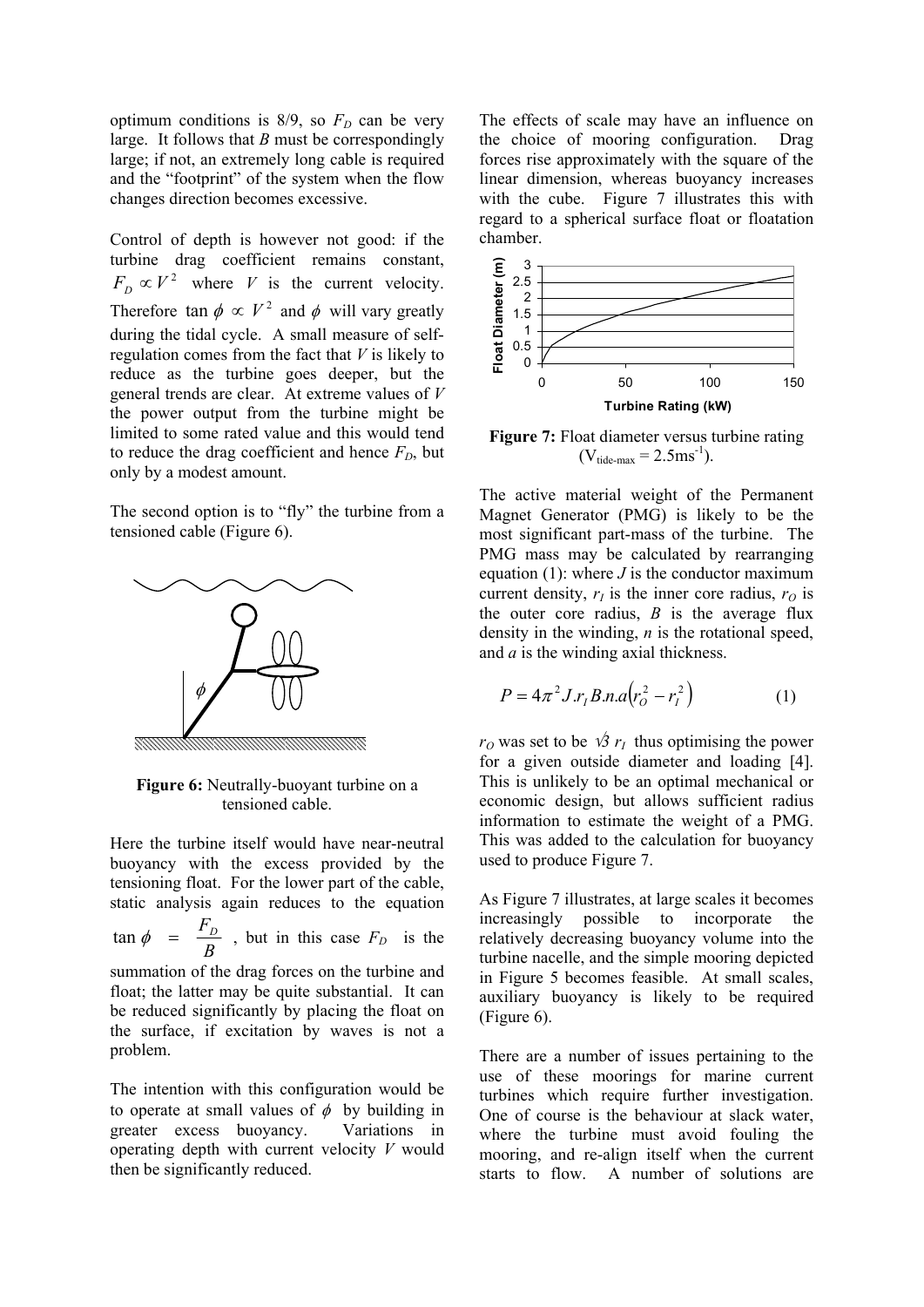optimum conditions is 8/9, so $F_D$ can be very large. It follows that $B$ must be correspondingly large; if not, an extremely long cable is required and the "footprint" of the system when the flow changes direction becomes excessive.

Control of depth is however not good: if the turbine drag coefficient remains constant, $F_D \propto V^2$ where $V$ is the current velocity. Therefore $\tan\phi \propto V^2$ and $\phi$ will vary greatly during the tidal cycle. A small measure of self-regulation comes from the fact that $V$ is likely to reduce as the turbine goes deeper, but the general trends are clear. At extreme values of $V$ the power output from the turbine might be limited to some rated value and this would tend to reduce the drag coefficient and hence $F_D$, but only by a modest amount.

The second option is to "fly" the turbine from a tensioned cable (Figure 6).

**Figure 6:** Neutrally-buoyant turbine on a tensioned cable.

Here the turbine itself would have near-neutral buoyancy with the excess provided by the tensioning float. For the lower part of the cable, static analysis again reduces to the equation $\tan\phi = \frac{F_D}{B}$, but in this case $F_D$ is the summation of the drag forces on the turbine and float; the latter may be quite substantial. It can be reduced significantly by placing the float on the surface, if excitation by waves is not a problem.

The intention with this configuration would be to operate at small values of $\phi$ by building in greater excess buoyancy. Variations in operating depth with current velocity $V$ would then be significantly reduced.

The effects of scale may have an influence on the choice of mooring configuration. Drag forces rise approximately with the square of the linear dimension, whereas buoyancy increases with the cube. Figure 7 illustrates this with regard to a spherical surface float or floatation chamber.

**Figure 7:** Float diameter versus turbine rating ($V_{tide\text{-}max} = 2.5\text{ms}^{-1}$).

The active material weight of the Permanent Magnet Generator (PMG) is likely to be the most significant part-mass of the turbine. The PMG mass may be calculated by rearranging equation (1): where $J$ is the conductor maximum current density, $r_I$ is the inner core radius, $r_O$ is the outer core radius, $B$ is the average flux density in the winding, $n$ is the rotational speed, and $a$ is the winding axial thickness.

$$P = 4\pi^2 J.r_I B.n.a\left(r_O^2 - r_I^2\right) \qquad (1)$$

$r_O$ was set to be $\sqrt{3}\, r_I$ thus optimising the power for a given outside diameter and loading [4]. This is unlikely to be an optimal mechanical or economic design, but allows sufficient radius information to estimate the weight of a PMG. This was added to the calculation for buoyancy used to produce Figure 7.

As Figure 7 illustrates, at large scales it becomes increasingly possible to incorporate the relatively decreasing buoyancy volume into the turbine nacelle, and the simple mooring depicted in Figure 5 becomes feasible. At small scales, auxiliary buoyancy is likely to be required (Figure 6).

There are a number of issues pertaining to the use of these moorings for marine current turbines which require further investigation. One of course is the behaviour at slack water, where the turbine must avoid fouling the mooring, and re-align itself when the current starts to flow. A number of solutions are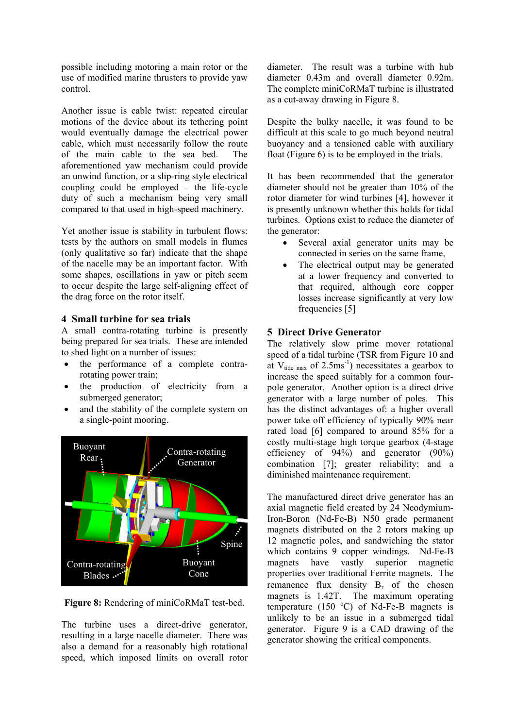possible including motoring a main rotor or the use of modified marine thrusters to provide yaw control.

Another issue is cable twist: repeated circular motions of the device about its tethering point would eventually damage the electrical power cable, which must necessarily follow the route of the main cable to the sea bed. The aforementioned yaw mechanism could provide an unwind function, or a slip-ring style electrical coupling could be employed – the life-cycle duty of such a mechanism being very small compared to that used in high-speed machinery.

Yet another issue is stability in turbulent flows: tests by the authors on small models in flumes (only qualitative so far) indicate that the shape of the nacelle may be an important factor. With some shapes, oscillations in yaw or pitch seem to occur despite the large self-aligning effect of the drag force on the rotor itself.

## 4 Small turbine for sea trials

A small contra-rotating turbine is presently being prepared for sea trials. These are intended to shed light on a number of issues:

- the performance of a complete contra-rotating power train;
- the production of electricity from a submerged generator;
- and the stability of the complete system on a single-point mooring.

**Figure 8:** Rendering of miniCoRMaT test-bed.

The turbine uses a direct-drive generator, resulting in a large nacelle diameter. There was also a demand for a reasonably high rotational speed, which imposed limits on overall rotor diameter. The result was a turbine with hub diameter 0.43m and overall diameter 0.92m. The complete miniCoRMaT turbine is illustrated as a cut-away drawing in Figure 8.

Despite the bulky nacelle, it was found to be difficult at this scale to go much beyond neutral buoyancy and a tensioned cable with auxiliary float (Figure 6) is to be employed in the trials.

It has been recommended that the generator diameter should not be greater than 10% of the rotor diameter for wind turbines [4], however it is presently unknown whether this holds for tidal turbines. Options exist to reduce the diameter of the generator:

- Several axial generator units may be connected in series on the same frame,
- The electrical output may be generated at a lower frequency and converted to that required, although core copper losses increase significantly at very low frequencies [5]

## 5 Direct Drive Generator

The relatively slow prime mover rotational speed of a tidal turbine (TSR from Figure 10 and at $V_{tide\_max}$ of 2.5ms$^{-1}$) necessitates a gearbox to increase the speed suitably for a common four-pole generator. Another option is a direct drive generator with a large number of poles. This has the distinct advantages of: a higher overall power take off efficiency of typically 90% near rated load [6] compared to around 85% for a costly multi-stage high torque gearbox (4-stage efficiency of 94%) and generator (90%) combination [7]; greater reliability; and a diminished maintenance requirement.

The manufactured direct drive generator has an axial magnetic field created by 24 Neodymium-Iron-Boron (Nd-Fe-B) N50 grade permanent magnets distributed on the 2 rotors making up 12 magnetic poles, and sandwiching the stator which contains 9 copper windings. Nd-Fe-B magnets have vastly superior magnetic properties over traditional Ferrite magnets. The remanence flux density $B_\tau$ of the chosen magnets is 1.42T. The maximum operating temperature (150 °C) of Nd-Fe-B magnets is unlikely to be an issue in a submerged tidal generator. Figure 9 is a CAD drawing of the generator showing the critical components.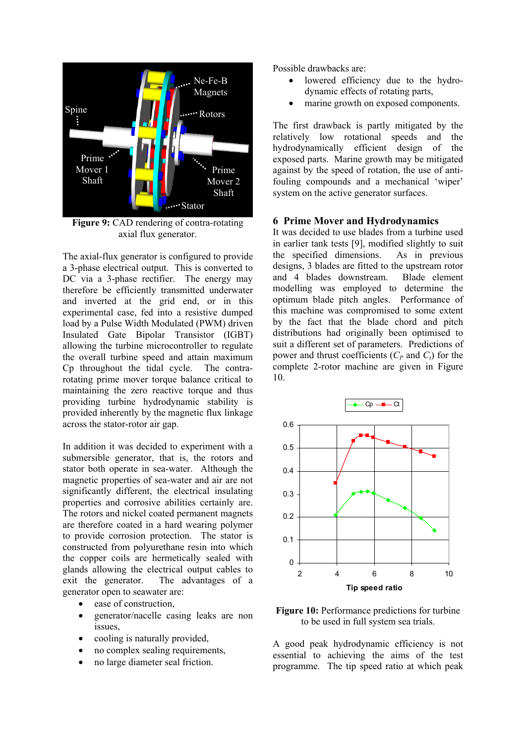**Figure 9:** CAD rendering of contra-rotating axial flux generator.

The axial-flux generator is configured to provide a 3-phase electrical output. This is converted to DC via a 3-phase rectifier. The energy may therefore be efficiently transmitted underwater and inverted at the grid end, or in this experimental case, fed into a resistive dumped load by a Pulse Width Modulated (PWM) driven Insulated Gate Bipolar Transistor (IGBT) allowing the turbine microcontroller to regulate the overall turbine speed and attain maximum Cp throughout the tidal cycle. The contra-rotating prime mover torque balance critical to maintaining the zero reactive torque and thus providing turbine hydrodynamic stability is provided inherently by the magnetic flux linkage across the stator-rotor air gap.

In addition it was decided to experiment with a submersible generator, that is, the rotors and stator both operate in sea-water. Although the magnetic properties of sea-water and air are not significantly different, the electrical insulating properties and corrosive abilities certainly are. The rotors and nickel coated permanent magnets are therefore coated in a hard wearing polymer to provide corrosion protection. The stator is constructed from polyurethane resin into which the copper coils are hermetically sealed with glands allowing the electrical output cables to exit the generator. The advantages of a generator open to seawater are:

- ease of construction,
- generator/nacelle casing leaks are non issues,
- cooling is naturally provided,
- no complex sealing requirements,
- no large diameter seal friction.

Possible drawbacks are:

- lowered efficiency due to the hydro-dynamic effects of rotating parts,
- marine growth on exposed components.

The first drawback is partly mitigated by the relatively low rotational speeds and the hydrodynamically efficient design of the exposed parts. Marine growth may be mitigated against by the speed of rotation, the use of anti-fouling compounds and a mechanical 'wiper' system on the active generator surfaces.

## 6 Prime Mover and Hydrodynamics

It was decided to use blades from a turbine used in earlier tank tests [9], modified slightly to suit the specified dimensions. As in previous designs, 3 blades are fitted to the upstream rotor and 4 blades downstream. Blade element modelling was employed to determine the optimum blade pitch angles. Performance of this machine was compromised to some extent by the fact that the blade chord and pitch distributions had originally been optimised to suit a different set of parameters. Predictions of power and thrust coefficients ($C_P$ and $C_t$) for the complete 2-rotor machine are given in Figure 10.

**Figure 10:** Performance predictions for turbine to be used in full system sea trials.

A good peak hydrodynamic efficiency is not essential to achieving the aims of the test programme. The tip speed ratio at which peak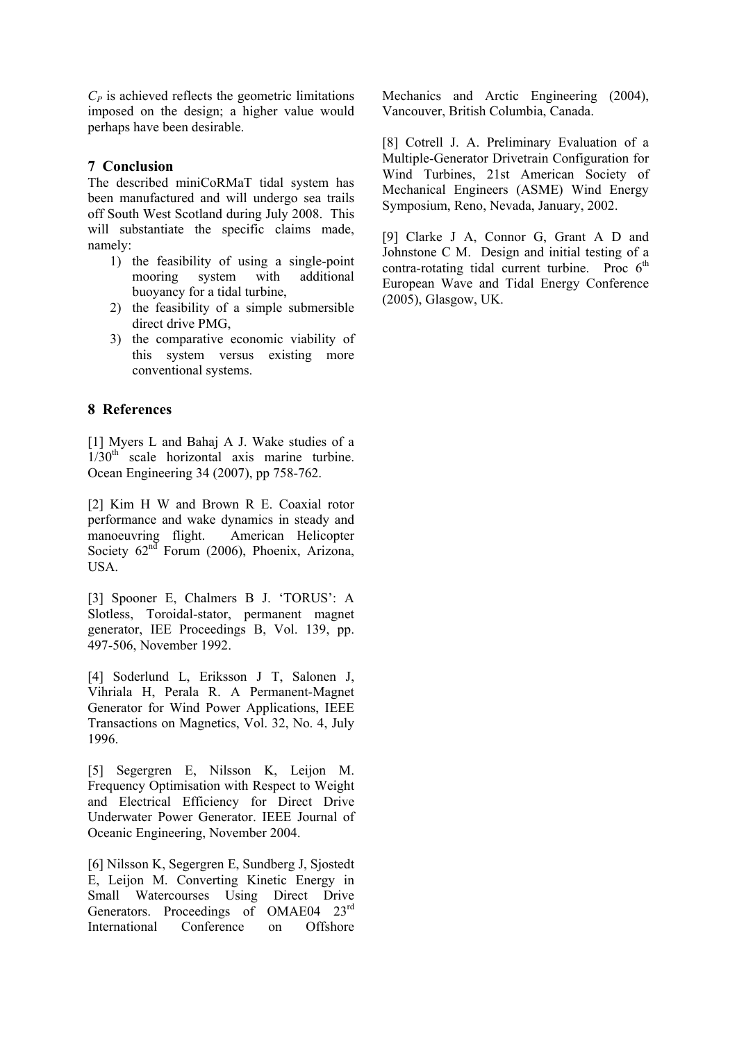$C_P$ is achieved reflects the geometric limitations imposed on the design; a higher value would perhaps have been desirable.

## 7 Conclusion

The described miniCoRMaT tidal system has been manufactured and will undergo sea trails off South West Scotland during July 2008. This will substantiate the specific claims made, namely:

1) the feasibility of using a single-point mooring system with additional buoyancy for a tidal turbine,
2) the feasibility of a simple submersible direct drive PMG,
3) the comparative economic viability of this system versus existing more conventional systems.

## 8 References

[1] Myers L and Bahaj A J. Wake studies of a 1/30th scale horizontal axis marine turbine. Ocean Engineering 34 (2007), pp 758-762.

[2] Kim H W and Brown R E. Coaxial rotor performance and wake dynamics in steady and manoeuvring flight. American Helicopter Society 62nd Forum (2006), Phoenix, Arizona, USA.

[3] Spooner E, Chalmers B J. 'TORUS': A Slotless, Toroidal-stator, permanent magnet generator, IEE Proceedings B, Vol. 139, pp. 497-506, November 1992.

[4] Soderlund L, Eriksson J T, Salonen J, Vihriala H, Perala R. A Permanent-Magnet Generator for Wind Power Applications, IEEE Transactions on Magnetics, Vol. 32, No. 4, July 1996.

[5] Segergren E, Nilsson K, Leijon M. Frequency Optimisation with Respect to Weight and Electrical Efficiency for Direct Drive Underwater Power Generator. IEEE Journal of Oceanic Engineering, November 2004.

[6] Nilsson K, Segergren E, Sundberg J, Sjostedt E, Leijon M. Converting Kinetic Energy in Small Watercourses Using Direct Drive Generators. Proceedings of OMAE04 23rd International Conference on Offshore Mechanics and Arctic Engineering (2004), Vancouver, British Columbia, Canada.

[8] Cotrell J. A. Preliminary Evaluation of a Multiple-Generator Drivetrain Configuration for Wind Turbines, 21st American Society of Mechanical Engineers (ASME) Wind Energy Symposium, Reno, Nevada, January, 2002.

[9] Clarke J A, Connor G, Grant A D and Johnstone C M. Design and initial testing of a contra-rotating tidal current turbine. Proc 6th European Wave and Tidal Energy Conference (2005), Glasgow, UK.